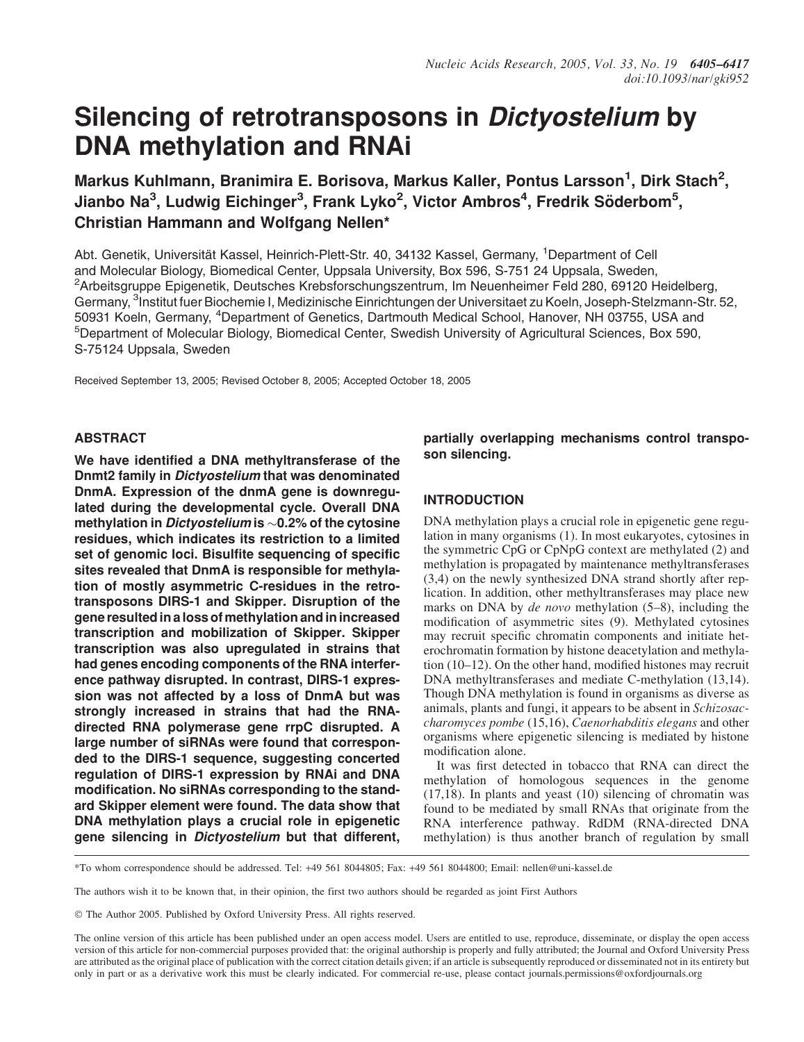# Silencing of retrotransposons in *Dictyostelium* by DNA methylation and RNAi

**Markus Kuhlmann, Branimira E. Borisova, Markus Kaller, Pontus Larsson[1], Dirk Stach[2], Jianbo Na[3], Ludwig Eichinger[3], Frank Lyko[2], Victor Ambros[4], Fredrik Söderbom[5], Christian Hammann and Wolfgang Nellen***

Abt. Genetik, Universität Kassel, Heinrich-Plett-Str. 40, 34132 Kassel, Germany, [1]Department of Cell and Molecular Biology, Biomedical Center, Uppsala University, Box 596, S-751 24 Uppsala, Sweden, [2]Arbeitsgruppe Epigenetik, Deutsches Krebsforschungszentrum, Im Neuenheimer Feld 280, 69120 Heidelberg, Germany, [3]Institut fuer Biochemie I, Medizinische Einrichtungen der Universitaet zu Koeln, Joseph-Stelzmann-Str. 52, 50931 Koeln, Germany, [4]Department of Genetics, Dartmouth Medical School, Hanover, NH 03755, USA and [5]Department of Molecular Biology, Biomedical Center, Swedish University of Agricultural Sciences, Box 590, S-75124 Uppsala, Sweden

Received September 13, 2005; Revised October 8, 2005; Accepted October 18, 2005

## ABSTRACT

**We have identified a DNA methyltransferase of the Dnmt2 family in *Dictyostelium* that was denominated DnmA. Expression of the dnmA gene is downregulated during the developmental cycle. Overall DNA methylation in *Dictyostelium* is ~0.2% of the cytosine residues, which indicates its restriction to a limited set of genomic loci. Bisulfite sequencing of specific sites revealed that DnmA is responsible for methylation of mostly asymmetric C-residues in the retrotransposons DIRS-1 and Skipper. Disruption of the gene resulted in a loss of methylation and in increased transcription and mobilization of Skipper. Skipper transcription was also upregulated in strains that had genes encoding components of the RNA interference pathway disrupted. In contrast, DIRS-1 expression was not affected by a loss of DnmA but was strongly increased in strains that had the RNA-directed RNA polymerase gene rrpC disrupted. A large number of siRNAs were found that corresponded to the DIRS-1 sequence, suggesting concerted regulation of DIRS-1 expression by RNAi and DNA modification. No siRNAs corresponding to the standard Skipper element were found. The data show that DNA methylation plays a crucial role in epigenetic gene silencing in *Dictyostelium* but that different, partially overlapping mechanisms control transposon silencing.**

## INTRODUCTION

DNA methylation plays a crucial role in epigenetic gene regulation in many organisms (1). In most eukaryotes, cytosines in the symmetric CpG or CpNpG context are methylated (2) and methylation is propagated by maintenance methyltransferases (3,4) on the newly synthesized DNA strand shortly after replication. In addition, other methyltransferases may place new marks on DNA by *de novo* methylation (5–8), including the modification of asymmetric sites (9). Methylated cytosines may recruit specific chromatin components and initiate heterochromatin formation by histone deacetylation and methylation (10–12). On the other hand, modified histones may recruit DNA methyltransferases and mediate C-methylation (13,14). Though DNA methylation is found in organisms as diverse as animals, plants and fungi, it appears to be absent in *Schizosaccharomyces pombe* (15,16), *Caenorhabditis elegans* and other organisms where epigenetic silencing is mediated by histone modification alone.

It was first detected in tobacco that RNA can direct the methylation of homologous sequences in the genome (17,18). In plants and yeast (10) silencing of chromatin was found to be mediated by small RNAs that originate from the RNA interference pathway. RdDM (RNA-directed DNA methylation) is thus another branch of regulation by small

*To whom correspondence should be addressed. Tel: +49 561 8044805; Fax: +49 561 8044800; Email: nellen@uni-kassel.de

The authors wish it to be known that, in their opinion, the first two authors should be regarded as joint First Authors

© The Author 2005. Published by Oxford University Press. All rights reserved.

The online version of this article has been published under an open access model. Users are entitled to use, reproduce, disseminate, or display the open access version of this article for non-commercial purposes provided that: the original authorship is properly and fully attributed; the Journal and Oxford University Press are attributed as the original place of publication with the correct citation details given; if an article is subsequently reproduced or disseminated not in its entirety but only in part or as a derivative work this must be clearly indicated. For commercial re-use, please contact journals.permissions@oxfordjournals.org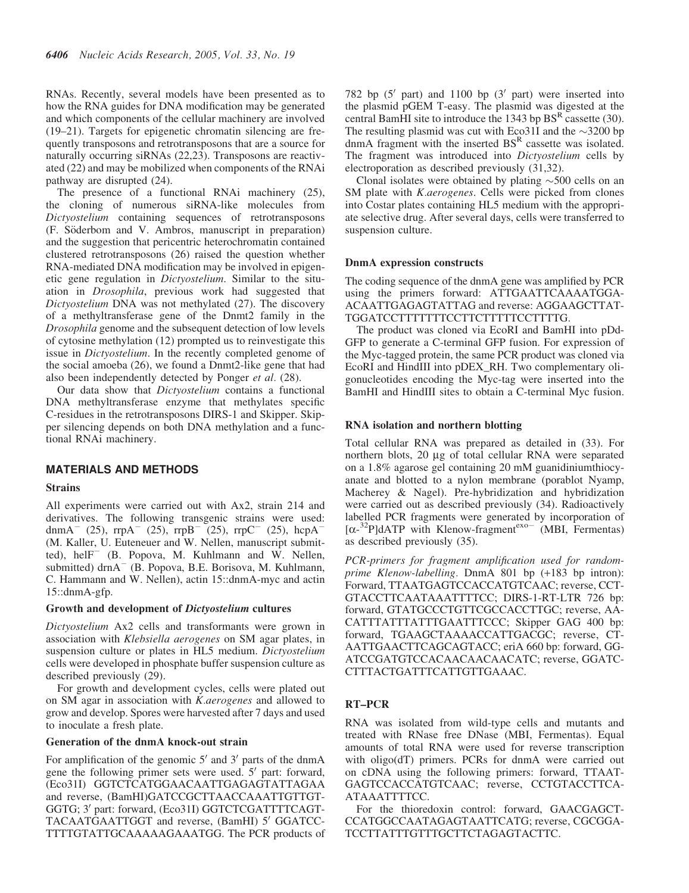RNAs. Recently, several models have been presented as to how the RNA guides for DNA modification may be generated and which components of the cellular machinery are involved (19–21). Targets for epigenetic chromatin silencing are frequently transposons and retrotransposons that are a source for naturally occurring siRNAs (22,23). Transposons are reactivated (22) and may be mobilized when components of the RNAi pathway are disrupted (24).

The presence of a functional RNAi machinery (25), the cloning of numerous siRNA-like molecules from *Dictyostelium* containing sequences of retrotransposons (F. Söderbom and V. Ambros, manuscript in preparation) and the suggestion that pericentric heterochromatin contained clustered retrotransposons (26) raised the question whether RNA-mediated DNA modification may be involved in epigenetic gene regulation in *Dictyostelium*. Similar to the situation in *Drosophila*, previous work had suggested that *Dictyostelium* DNA was not methylated (27). The discovery of a methyltransferase gene of the Dnmt2 family in the *Drosophila* genome and the subsequent detection of low levels of cytosine methylation (12) prompted us to reinvestigate this issue in *Dictyostelium*. In the recently completed genome of the social amoeba (26), we found a Dnmt2-like gene that had also been independently detected by Ponger *et al*. (28).

Our data show that *Dictyostelium* contains a functional DNA methyltransferase enzyme that methylates specific C-residues in the retrotransposons DIRS-1 and Skipper. Skipper silencing depends on both DNA methylation and a functional RNAi machinery.

## MATERIALS AND METHODS

### Strains

All experiments were carried out with Ax2, strain 214 and derivatives. The following transgenic strains were used: dnmA$^-$ (25), rrpA$^-$ (25), rrpB$^-$ (25), rrpC$^-$ (25), hcpA$^-$ (M. Kaller, U. Euteneuer and W. Nellen, manuscript submitted), helF$^-$ (B. Popova, M. Kuhlmann and W. Nellen, submitted) drnA$^-$ (B. Popova, B.E. Borisova, M. Kuhlmann, C. Hammann and W. Nellen), actin 15::dnmA-myc and actin 15::dnmA-gfp.

### Growth and development of *Dictyostelium* cultures

*Dictyostelium* Ax2 cells and transformants were grown in association with *Klebsiella aerogenes* on SM agar plates, in suspension culture or plates in HL5 medium. *Dictyostelium* cells were developed in phosphate buffer suspension culture as described previously (29).

For growth and development cycles, cells were plated out on SM agar in association with *K.aerogenes* and allowed to grow and develop. Spores were harvested after 7 days and used to inoculate a fresh plate.

### Generation of the dnmA knock-out strain

For amplification of the genomic 5′ and 3′ parts of the dnmA gene the following primer sets were used. 5′ part: forward, (Eco31I) GGTCTCATGGAACAATTGAGAGTATTAGAA and reverse, (BamHI)GATCCGCTTAACCAAATTGTTGTGGTG; 3′ part: forward, (Eco31I) GGTCTCGATTTTCAGTTACAATGAATTGGT and reverse, (BamHI) 5′ GGATCCTTTTGTATTGCAAAAAGAAATGG. The PCR products of 782 bp (5′ part) and 1100 bp (3′ part) were inserted into the plasmid pGEM T-easy. The plasmid was digested at the central BamHI site to introduce the 1343 bp BS$^R$ cassette (30). The resulting plasmid was cut with Eco31I and the ~3200 bp dnmA fragment with the inserted BS$^R$ cassette was isolated. The fragment was introduced into *Dictyostelium* cells by electroporation as described previously (31,32).

Clonal isolates were obtained by plating ~500 cells on an SM plate with *K.aerogenes*. Cells were picked from clones into Costar plates containing HL5 medium with the appropriate selective drug. After several days, cells were transferred to suspension culture.

### DnmA expression constructs

The coding sequence of the dnmA gene was amplified by PCR using the primers forward: ATTGAATTCAAAATGGAACAATTGAGAGTATTAG and reverse: AGGAAGCTTATTGGATCCTTTTTTTCCTTCTTTTTCCTTTTG.

The product was cloned via EcoRI and BamHI into pDd-GFP to generate a C-terminal GFP fusion. For expression of the Myc-tagged protein, the same PCR product was cloned via EcoRI and HindIII into pDEX_RH. Two complementary oligonucleotides encoding the Myc-tag were inserted into the BamHI and HindIII sites to obtain a C-terminal Myc fusion.

### RNA isolation and northern blotting

Total cellular RNA was prepared as detailed in (33). For northern blots, 20 µg of total cellular RNA were separated on a 1.8% agarose gel containing 20 mM guanidiniumthiocyanate and blotted to a nylon membrane (porablot Nyamp, Macherey & Nagel). Pre-hybridization and hybridization were carried out as described previously (34). Radioactively labelled PCR fragments were generated by incorporation of [α-$^{32}$P]dATP with Klenow-fragment$^{exo-}$ (MBI, Fermentas) as described previously (35).

*PCR-primers for fragment amplification used for random-prime Klenow-labelling.* DnmA 801 bp (+183 bp intron): Forward, TTAATGAGTCCACCATGTCAAC; reverse, CCTGTACCTTCAATAAATTTTCC; DIRS-1-RT-LTR 726 bp: forward, GTATGCCCTGTTCGCCACCTTGC; reverse, AACATTTATTTATTTGAATTTCCC; Skipper GAG 400 bp: forward, TGAAGCTAAAACCATTGACGC; reverse, CTAATTGAACTTCAGCAGTACC; eriA 660 bp: forward, GGATCCGATGTCCACAACAACAACATC; reverse, GGATCCTTTACTGATTTCATTGTTGAAAC.

### RT–PCR

RNA was isolated from wild-type cells and mutants and treated with RNase free DNase (MBI, Fermentas). Equal amounts of total RNA were used for reverse transcription with oligo(dT) primers. PCRs for dnmA were carried out on cDNA using the following primers: forward, TTAATGAGTCCACCATGTCAAC; reverse, CCTGTACCTTCAATAAATTTTCC.

For the thioredoxin control: forward, GAACGAGCTCCATGGCCAATAGAGTAATTCATG; reverse, CGCGGATCCTTATTTGTTTGCTTCTAGAGTACTTC.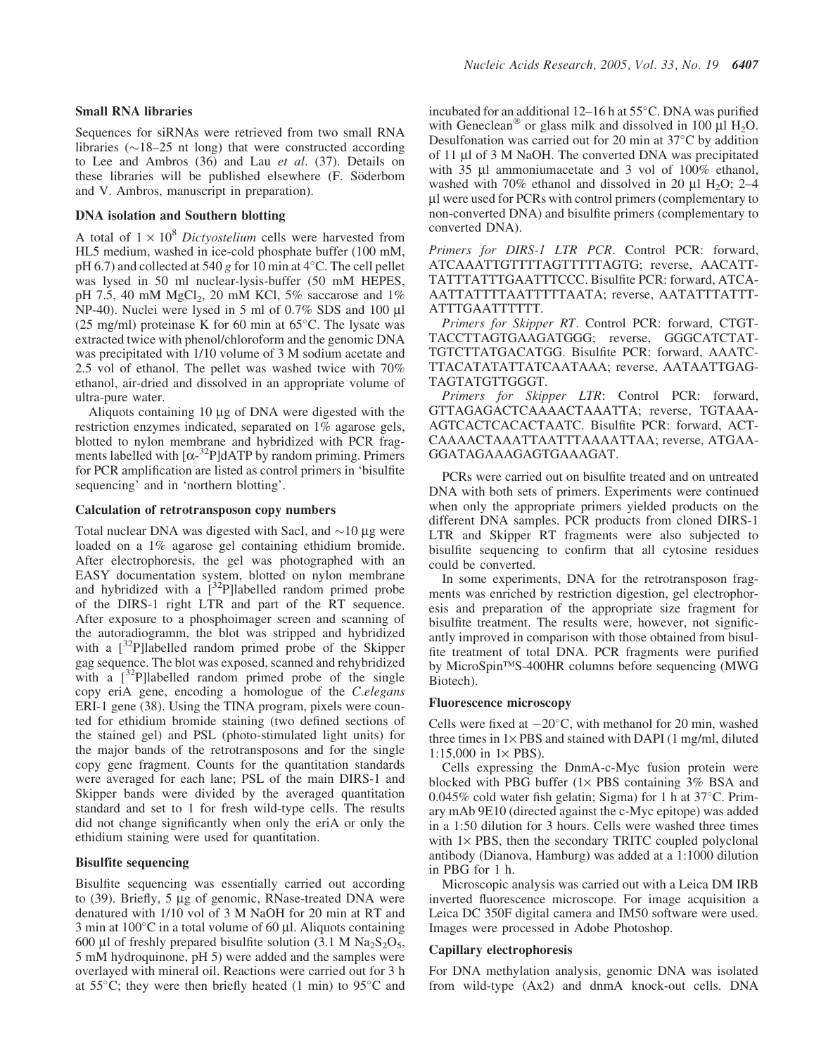### Small RNA libraries

Sequences for siRNAs were retrieved from two small RNA libraries (~18–25 nt long) that were constructed according to Lee and Ambros (36) and Lau *et al*. (37). Details on these libraries will be published elsewhere (F. Söderbom and V. Ambros, manuscript in preparation).

### DNA isolation and Southern blotting

A total of $1 \times 10^8$ *Dictyostelium* cells were harvested from HL5 medium, washed in ice-cold phosphate buffer (100 mM, pH 6.7) and collected at 540 *g* for 10 min at 4°C. The cell pellet was lysed in 50 ml nuclear-lysis-buffer (50 mM HEPES, pH 7.5, 40 mM $MgCl_2$, 20 mM KCl, 5% saccarose and 1% NP-40). Nuclei were lysed in 5 ml of 0.7% SDS and 100 µl (25 mg/ml) proteinase K for 60 min at 65°C. The lysate was extracted twice with phenol/chloroform and the genomic DNA was precipitated with 1/10 volume of 3 M sodium acetate and 2.5 vol of ethanol. The pellet was washed twice with 70% ethanol, air-dried and dissolved in an appropriate volume of ultra-pure water.

Aliquots containing 10 µg of DNA were digested with the restriction enzymes indicated, separated on 1% agarose gels, blotted to nylon membrane and hybridized with PCR fragments labelled with [$\alpha$-$^{32}$P]dATP by random priming. Primers for PCR amplification are listed as control primers in 'bisulfite sequencing' and in 'northern blotting'.

### Calculation of retrotransposon copy numbers

Total nuclear DNA was digested with SacI, and ~10 µg were loaded on a 1% agarose gel containing ethidium bromide. After electrophoresis, the gel was photographed with an EASY documentation system, blotted on nylon membrane and hybridized with a [$^{32}$P]labelled random primed probe of the DIRS-1 right LTR and part of the RT sequence. After exposure to a phosphoimager screen and scanning of the autoradiogramm, the blot was stripped and hybridized with a [$^{32}$P]labelled random primed probe of the Skipper gag sequence. The blot was exposed, scanned and rehybridized with a [$^{32}$P]labelled random primed probe of the single copy eriA gene, encoding a homologue of the *C.elegans* ERI-1 gene (38). Using the TINA program, pixels were counted for ethidium bromide staining (two defined sections of the stained gel) and PSL (photo-stimulated light units) for the major bands of the retrotransposons and for the single copy gene fragment. Counts for the quantitation standards were averaged for each lane; PSL of the main DIRS-1 and Skipper bands were divided by the averaged quantitation standard and set to 1 for fresh wild-type cells. The results did not change significantly when only the eriA or only the ethidium staining were used for quantitation.

### Bisulfite sequencing

Bisulfite sequencing was essentially carried out according to (39). Briefly, 5 µg of genomic, RNase-treated DNA were denatured with 1/10 vol of 3 M NaOH for 20 min at RT and 3 min at 100°C in a total volume of 60 µl. Aliquots containing 600 µl of freshly prepared bisulfite solution (3.1 M $Na_2S_2O_5$, 5 mM hydroquinone, pH 5) were added and the samples were overlayed with mineral oil. Reactions were carried out for 3 h at 55°C; they were then briefly heated (1 min) to 95°C and incubated for an additional 12–16 h at 55°C. DNA was purified with Geneclean® or glass milk and dissolved in 100 µl $H_2O$. Desulfonation was carried out for 20 min at 37°C by addition of 11 µl of 3 M NaOH. The converted DNA was precipitated with 35 µl ammoniumacetate and 3 vol of 100% ethanol, washed with 70% ethanol and dissolved in 20 µl $H_2O$; 2–4 µl were used for PCRs with control primers (complementary to non-converted DNA) and bisulfite primers (complementary to converted DNA).

*Primers for DIRS-1 LTR PCR*. Control PCR: forward, ATCAAATTGTTTTAGTTTTTAGTG; reverse, AACATTTATTTATTTGAATTTCCC. Bisulfite PCR: forward, ATCAAATTATTTTAATTTTTAATA; reverse, AATATTTATTTATTTGAATTTTTT.

*Primers for Skipper RT*. Control PCR: forward, CTGTTACCTTAGTGAAGATGGG; reverse, GGGCATCTATTGTCTTATGACATGG. Bisulfite PCR: forward, AAATCTTACATATATTATCAATAAA; reverse, AATAATTGAGTAGTATGTTGGGT.

*Primers for Skipper LTR*: Control PCR: forward, GTTAGAGACTCAAAACTAAATTA; reverse, TGTAAAAGTCACTCACACTAATC. Bisulfite PCR: forward, ACTCAAAACTAAATTAATTTAAAATTAA; reverse, ATGAAGGATAGAAAGAGTGAAAGAT.

PCRs were carried out on bisulfite treated and on untreated DNA with both sets of primers. Experiments were continued when only the appropriate primers yielded products on the different DNA samples. PCR products from cloned DIRS-1 LTR and Skipper RT fragments were also subjected to bisulfite sequencing to confirm that all cytosine residues could be converted.

In some experiments, DNA for the retrotransposon fragments was enriched by restriction digestion, gel electrophoresis and preparation of the appropriate size fragment for bisulfite treatment. The results were, however, not significantly improved in comparison with those obtained from bisulfite treatment of total DNA. PCR fragments were purified by MicroSpin™S-400HR columns before sequencing (MWG Biotech).

### Fluorescence microscopy

Cells were fixed at −20°C, with methanol for 20 min, washed three times in 1× PBS and stained with DAPI (1 mg/ml, diluted 1:15,000 in 1× PBS).

Cells expressing the DnmA-c-Myc fusion protein were blocked with PBG buffer (1× PBS containing 3% BSA and 0.045% cold water fish gelatin; Sigma) for 1 h at 37°C. Primary mAb 9E10 (directed against the c-Myc epitope) was added in a 1:50 dilution for 3 hours. Cells were washed three times with 1× PBS, then the secondary TRITC coupled polyclonal antibody (Dianova, Hamburg) was added at a 1:1000 dilution in PBG for 1 h.

Microscopic analysis was carried out with a Leica DM IRB inverted fluorescence microscope. For image acquisition a Leica DC 350F digital camera and IM50 software were used. Images were processed in Adobe Photoshop.

### Capillary electrophoresis

For DNA methylation analysis, genomic DNA was isolated from wild-type (Ax2) and dnmA knock-out cells. DNA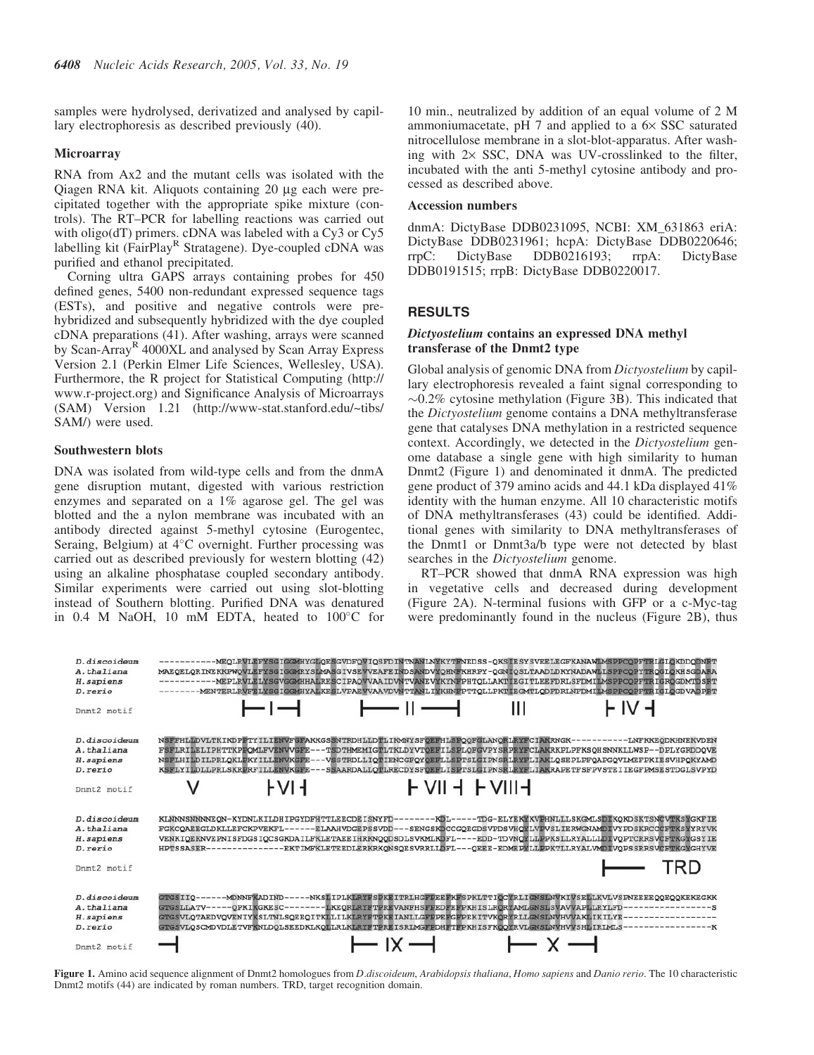samples were hydrolysed, derivatized and analysed by capillary electrophoresis as described previously (40).

### Microarray

RNA from Ax2 and the mutant cells was isolated with the Qiagen RNA kit. Aliquots containing 20 μg each were precipitated together with the appropriate spike mixture (controls). The RT–PCR for labelling reactions was carried out with oligo(dT) primers. cDNA was labeled with a Cy3 or Cy5 labelling kit (FairPlay[R] Stratagene). Dye-coupled cDNA was purified and ethanol precipitated.

Corning ultra GAPS arrays containing probes for 450 defined genes, 5400 non-redundant expressed sequence tags (ESTs), and positive and negative controls were prehybridized and subsequently hybridized with the dye coupled cDNA preparations (41). After washing, arrays were scanned by Scan-Array[R] 4000XL and analysed by Scan Array Express Version 2.1 (Perkin Elmer Life Sciences, Wellesley, USA). Furthermore, the R project for Statistical Computing (http://www.r-project.org) and Significance Analysis of Microarrays (SAM) Version 1.21 (http://www-stat.stanford.edu/~tibs/SAM/) were used.

### Southwestern blots

DNA was isolated from wild-type cells and from the dnmA gene disruption mutant, digested with various restriction enzymes and separated on a 1% agarose gel. The gel was blotted and the a nylon membrane was incubated with an antibody directed against 5-methyl cytosine (Eurogentec, Seraing, Belgium) at 4°C overnight. Further processing was carried out as described previously for western blotting (42) using an alkaline phosphatase coupled secondary antibody. Similar experiments were carried out using slot-blotting instead of Southern blotting. Purified DNA was denatured in 0.4 M NaOH, 10 mM EDTA, heated to 100°C for 10 min., neutralized by addition of an equal volume of 2 M ammoniumacetate, pH 7 and applied to a 6× SSC saturated nitrocellulose membrane in a slot-blot-apparatus. After washing with 2× SSC, DNA was UV-crosslinked to the filter, incubated with the anti 5-methyl cytosine antibody and processed as described above.

### Accession numbers

dnmA: DictyBase DDB0231095, NCBI: XM_631863 eriA: DictyBase DDB0220646; hcpA: DictyBase DDB0231961; rrpC: DictyBase DDB0216193; rrpA: DictyBase DDB0191515; rrpB: DictyBase DDB0220017.

## RESULTS

### *Dictyostelium* contains an expressed DNA methyl transferase of the Dnmt2 type

Global analysis of genomic DNA from *Dictyostelium* by capillary electrophoresis revealed a faint signal corresponding to ~0.2% cytosine methylation (Figure 3B). This indicated that the *Dictyostelium* genome contains a DNA methyltransferase gene that catalyses DNA methylation in a restricted sequence context. Accordingly, we detected in the *Dictyostelium* genome database a single gene with high similarity to human Dnmt2 (Figure 1) and denominated it dnmA. The predicted gene product of 379 amino acids and 44.1 kDa displayed 41% identity with the human enzyme. All 10 characteristic motifs of DNA methyltransferases (43) could be identified. Additional genes with similarity to DNA methyltransferases of the Dnmt1 or Dnmt3a/b type were not detected by blast searches in the *Dictyostelium* genome.

RT–PCR showed that dnmA RNA expression was high in vegetative cells and decreased during development (Figure 2A). N-terminal fusions with GFP or a c-Myc-tag were predominantly found in the nucleus (Figure 2B), thus

```
D.discoideum   -----------MEQLRVLEFYSGIGGMHYGLQESGVDFQVIQSFDINTNANLNYKYTFNEDSS-QKSIESYSVEELEGFKANAWLMSPPCQPFTRLGLQKDDQDNRT
A.thaliana     MAEQELQRINEKKPWQVLEFYSGIGGMRYSLMASGIVSEVVEAFEINDSANDVYQHNFKHRPY-QGNIQSLTAADLDKYNADAWLLSPPCQPYTRQGLQKHSGDARA
H.sapiens      -----------MEPLRVLELYSGVGGMHHALRESCIPAQVVAAIDVNTVANEVYKYNFPHTQLLAKTIEGITLEEFDRLSFDMILMSPPCQPFTRIGRQGDMTDSRT
D.rerio        --------MENTERLRVFELYSGIGGMHYALKESLVPAEVVAAVDVNTTANLIYKHNFPTTQLLPKTIEGMTLQDFDRLNFDMILMSPPCQPFTRIGLQGDVADPRT
Dnmt2 motif               I                  II                      III                   IV

D.discoideum   NSFFHLLDVLTKIKDPPTYILIENVFGFAKKGSSNTRDHLLDTLIKMNYSFQEFHLSPQQFGLANQRLRYFCIAKRNGK-----------LNFKKEQDKHNEKVDEN
A.thaliana     FSFLRILELIPHTTKPEQMLFVENVVGFE---TSDTHMEMIGTLTKLDYVTQEFILSPLQFGVPYSRPRYFCLAKRKPLPFKSQHSNNKLLWSP--DFLYGRDDQVE
H.sapiens      NSFLHILDILPRLQKLPKYILLENVKGFE---VSSTRDLLIQTIENCGFQYQEFLLSPTSLGIPNSRLRYFLIAKLQSEPLPFQAPGQVLMEFPKIESVHPQKYAMD
D.rerio        KSFLYILDLLPRLSKRPRFILLENVKGFE---SSAARDALQTLRECDYSFQEFLISPTSLGIPNSRLRYFLIAKRAPETFSFPVSTEIIEGFPMSESTDGLSVPYD
Dnmt2 motif     V             VI                          VII     VIII

D.discoideum   KLNNNSNNNNEQN-KYDNLKILDHIPGYDFHTTLEECDEISNYFD--------KDL-----TDG-ELYEKYKVPHNLLLSKGMLSDIKQKDSKTSNCVTKSYGKFIE
A.thaliana     FGKCQAEEGLDKLLEFCKPVEKFL------ELAAHVDCEPSSVDD---SENGSKDCCGQEGDSVPDSVHQYLVPVSLIERWGNAMDIVYPDSKRCCCFTKSYYRYVK
H.sapiens      VENKIQEKNVEPNISFDGSIQCSGKDAILFKLETAEEIHRKNQQDSDLSVKMLKDFL----EDD-TDVNQYLLPPKSLLRYALLLDIVQPTCRRSVCFTKGYGSYIE
D.rerio        HPTSSASER--------------EKTIMFKLETEEDLERKRKQNSQESVRRLLDFL---QEEE-EDMEPYLLPPKTLLRYALVMDIVQPSSRRSVCFTKGYGHYVE
Dnmt2 motif                                                                                             TRD

D.discoideum   GTGSIIQ------MDNNFKADIND-----NKSLIPLKLRYFSPKEITRLHGFPEEFKFPSPKLTTIQCYRLIGNSLNVKIVSELLKVLVSPNEEEEQQEQQKEKECKK
A.thaliana     GTGSLLATV-----QPKIKGKESC--------LKEQRLRYFTPREVANFHSFPEDFEFPKHISLRQRYAMLGNSLSVAVVAPLLKYLFD-----------------S
H.sapiens      GTGSVLQTAEDVQVENIYKSLTNLSQEEQITKLILKLRYFTPKEIANLLGFPPEFGFPEKITVKQRYRLLGNSLNVHVVAKLIKILYE------------------
D.rerio        GTGSVLQSCMDVDLETVFKNLDQLSEEDKLKQLLRLKLRYFTPREISRLMGFEDHFTFPKHISFKQQYRVLGNSLNVHVVSHLIRILMS-----------------K
Dnmt2 motif                                              IX                        X
```

**Figure 1.** Amino acid sequence alignment of Dnmt2 homologues from *D.discoideum*, *Arabidopsis thaliana*, *Homo sapiens* and *Danio rerio*. The 10 characteristic Dnmt2 motifs (44) are indicated by roman numbers. TRD, target recognition domain.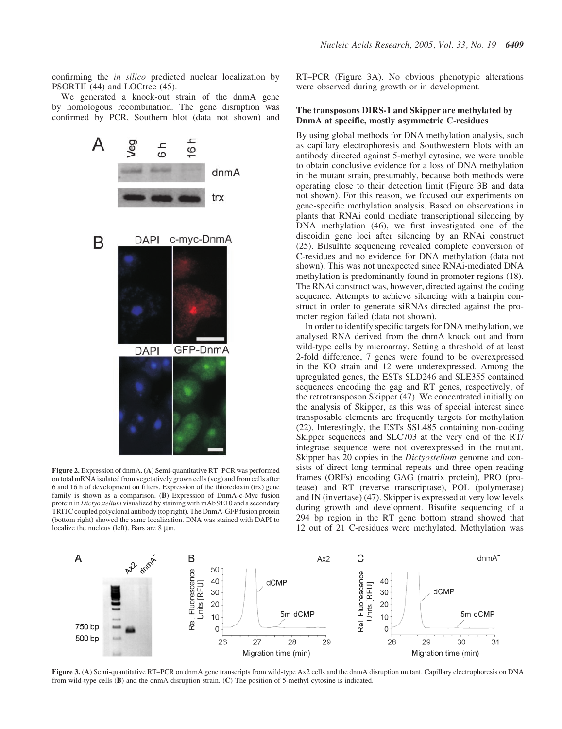confirming the *in silico* predicted nuclear localization by PSORTII (44) and LOCtree (45).

We generated a knock-out strain of the dnmA gene by homologous recombination. The gene disruption was confirmed by PCR, Southern blot (data not shown) and RT–PCR (Figure 3A). No obvious phenotypic alterations were observed during growth or in development.

**Figure 2.** Expression of dnmA. (**A**) Semi-quantitative RT–PCR was performed on total mRNA isolated from vegetatively grown cells (veg) and from cells after 6 and 16 h of development on filters. Expression of the thioredoxin (trx) gene family is shown as a comparison. (**B**) Expression of DnmA-c-Myc fusion protein in *Dictyostelium* visualized by staining with mAb 9E10 and a secondary TRITC coupled polyclonal antibody (top right). The DnmA-GFP fusion protein (bottom right) showed the same localization. DNA was stained with DAPI to localize the nucleus (left). Bars are 8 µm.

### The transposons DIRS-1 and Skipper are methylated by DnmA at specific, mostly asymmetric C-residues

By using global methods for DNA methylation analysis, such as capillary electrophoresis and Southwestern blots with an antibody directed against 5-methyl cytosine, we were unable to obtain conclusive evidence for a loss of DNA methylation in the mutant strain, presumably, because both methods were operating close to their detection limit (Figure 3B and data not shown). For this reason, we focused our experiments on gene-specific methylation analysis. Based on observations in plants that RNAi could mediate transcriptional silencing by DNA methylation (46), we first investigated one of the discoidin gene loci after silencing by an RNAi construct (25). Bilsulfite sequencing revealed complete conversion of C-residues and no evidence for DNA methylation (data not shown). This was not unexpected since RNAi-mediated DNA methylation is predominantly found in promoter regions (18). The RNAi construct was, however, directed against the coding sequence. Attempts to achieve silencing with a hairpin construct in order to generate siRNAs directed against the promoter region failed (data not shown).

In order to identify specific targets for DNA methylation, we analysed RNA derived from the dnmA knock out and from wild-type cells by microarray. Setting a threshold of at least 2-fold difference, 7 genes were found to be overexpressed in the KO strain and 12 were underexpressed. Among the upregulated genes, the ESTs SLD246 and SLE355 contained sequences encoding the gag and RT genes, respectively, of the retrotransposon Skipper (47). We concentrated initially on the analysis of Skipper, as this was of special interest since transposable elements are frequently targets for methylation (22). Interestingly, the ESTs SSL485 containing non-coding Skipper sequences and SLC703 at the very end of the RT/integrase sequence were not overexpressed in the mutant. Skipper has 20 copies in the *Dictyostelium* genome and consists of direct long terminal repeats and three open reading frames (ORFs) encoding GAG (matrix protein), PRO (protease) and RT (reverse transcriptase), POL (polymerase) and IN (invertase) (47). Skipper is expressed at very low levels during growth and development. Bisufite sequencing of a 294 bp region in the RT gene bottom strand showed that 12 out of 21 C-residues were methylated. Methylation was

**Figure 3.** (**A**) Semi-quantitative RT–PCR on dnmA gene transcripts from wild-type Ax2 cells and the dnmA disruption mutant. Capillary electrophoresis on DNA from wild-type cells (**B**) and the dnmA disruption strain. (**C**) The position of 5-methyl cytosine is indicated.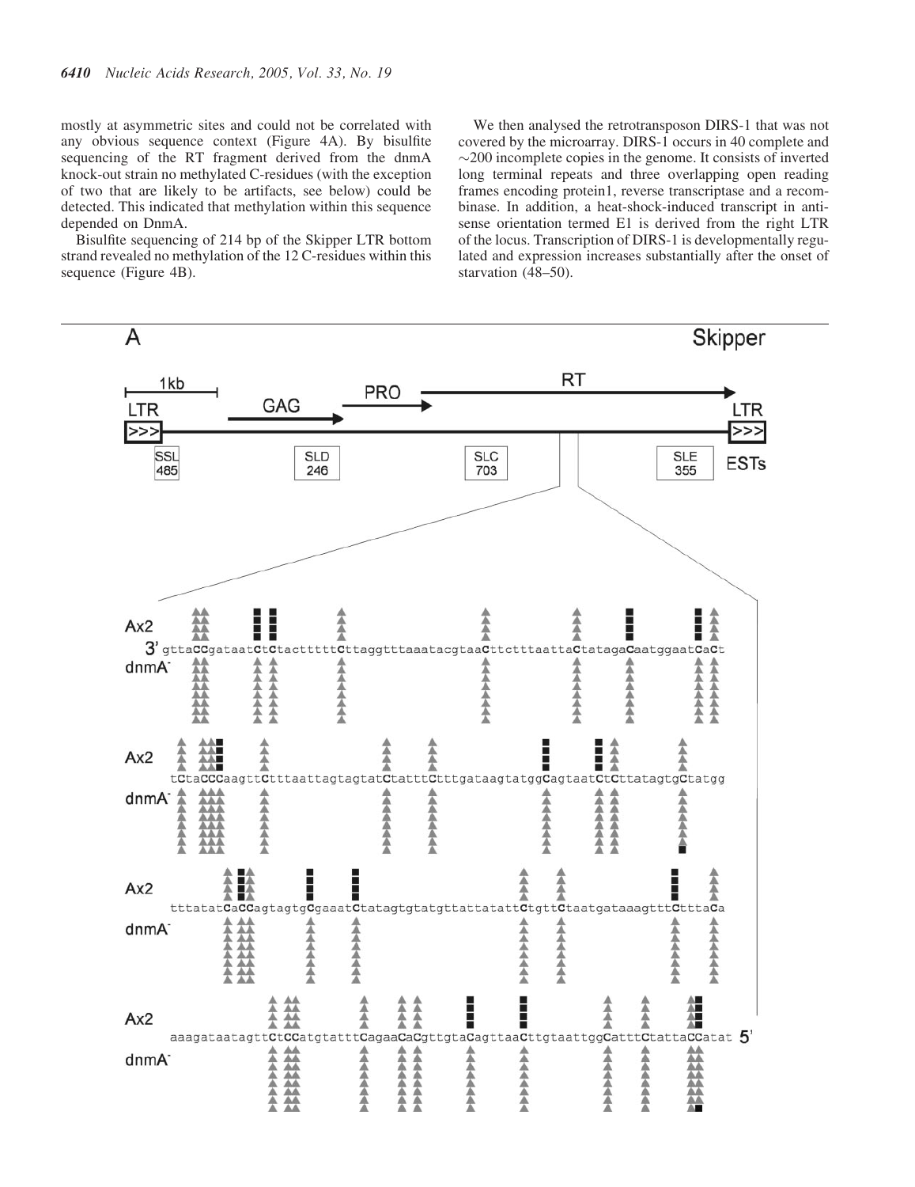mostly at asymmetric sites and could not be correlated with any obvious sequence context (Figure 4A). By bisulfite sequencing of the RT fragment derived from the dnmA knock-out strain no methylated C-residues (with the exception of two that are likely to be artifacts, see below) could be detected. This indicated that methylation within this sequence depended on DnmA.

Bisulfite sequencing of 214 bp of the Skipper LTR bottom strand revealed no methylation of the 12 C-residues within this sequence (Figure 4B).

We then analysed the retrotransposon DIRS-1 that was not covered by the microarray. DIRS-1 occurs in 40 complete and ∼200 incomplete copies in the genome. It consists of inverted long terminal repeats and three overlapping open reading frames encoding protein1, reverse transcriptase and a recombinase. In addition, a heat-shock-induced transcript in antisense orientation termed E1 is derived from the right LTR of the locus. Transcription of DIRS-1 is developmentally regulated and expression increases substantially after the onset of starvation (48–50).

A Skipper

1kb
LTR >>> GAG PRO RT LTR >>>
SSL 485 SLD 246 SLC 703 SLE 355 ESTs

Ax2
3' gttaCCgataatCtCtactttttCttaggtttaaatacgtaaCttctttaattaCtatagaCaatggaatCaCt
dnmA⁻

Ax2
tCtaCCCaagttCtttaattagtagtatCtatttCtttgataagtatggCagtaatCtCttatagtgCtatgg
dnmA⁻

Ax2
tttatatCaCCagtagtgCgaaatCtatagtgtatgttatatattCtgttCtaatgataaagtttCtttaCa
dnmA⁻

Ax2
aaagataatagttCtCCatgtatttCagaaCaCgttgtaCagttaaCttgtaattggCatttCtattaCCatat 5'
dnmA⁻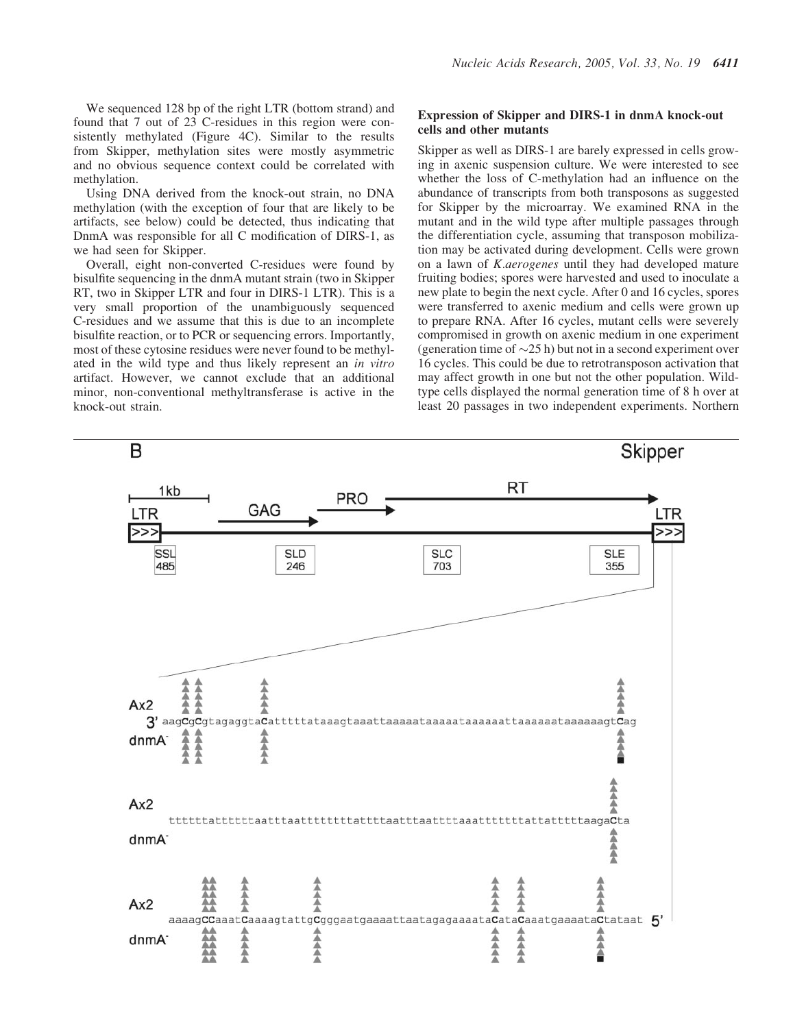We sequenced 128 bp of the right LTR (bottom strand) and found that 7 out of 23 C-residues in this region were consistently methylated (Figure 4C). Similar to the results from Skipper, methylation sites were mostly asymmetric and no obvious sequence context could be correlated with methylation.

Using DNA derived from the knock-out strain, no DNA methylation (with the exception of four that are likely to be artifacts, see below) could be detected, thus indicating that DnmA was responsible for all C modification of DIRS-1, as we had seen for Skipper.

Overall, eight non-converted C-residues were found by bisulfite sequencing in the dnmA mutant strain (two in Skipper RT, two in Skipper LTR and four in DIRS-1 LTR). This is a very small proportion of the unambiguously sequenced C-residues and we assume that this is due to an incomplete bisulfite reaction, or to PCR or sequencing errors. Importantly, most of these cytosine residues were never found to be methylated in the wild type and thus likely represent an *in vitro* artifact. However, we cannot exclude that an additional minor, non-conventional methyltransferase is active in the knock-out strain.

### Expression of Skipper and DIRS-1 in dnmA knock-out cells and other mutants

Skipper as well as DIRS-1 are barely expressed in cells growing in axenic suspension culture. We were interested to see whether the loss of C-methylation had an influence on the abundance of transcripts from both transposons as suggested for Skipper by the microarray. We examined RNA in the mutant and in the wild type after multiple passages through the differentiation cycle, assuming that transposon mobilization may be activated during development. Cells were grown on a lawn of *K.aerogenes* until they had developed mature fruiting bodies; spores were harvested and used to inoculate a new plate to begin the next cycle. After 0 and 16 cycles, spores were transferred to axenic medium and cells were grown up to prepare RNA. After 16 cycles, mutant cells were severely compromised in growth on axenic medium in one experiment (generation time of ~25 h) but not in a second experiment over 16 cycles. This could be due to retrotransposon activation that may affect growth in one but not the other population. Wild-type cells displayed the normal generation time of 8 h over at least 20 passages in two independent experiments. Northern

B — Skipper

1kb; LTR >>> ; GAG; PRO; RT; LTR >>>; SSL 485; SLD 246; SLC 703; SLE 355

Ax2
3' aagCgCgtagaggtaCatttttataaagtaaattaaaaataaaaataaaaaaattaaaaaataaaaaagtCag
dnmA⁻

Ax2
ttttttatttttaatttaattttttttattttaatttaattttaaatttttttattatttttaagaCta
dnmA⁻

Ax2
aaaagCCaaatCaaaagtattgCgggaatgaaaattaatagagaaaataCataCaaatgaaaataCtataat 5'
dnmA⁻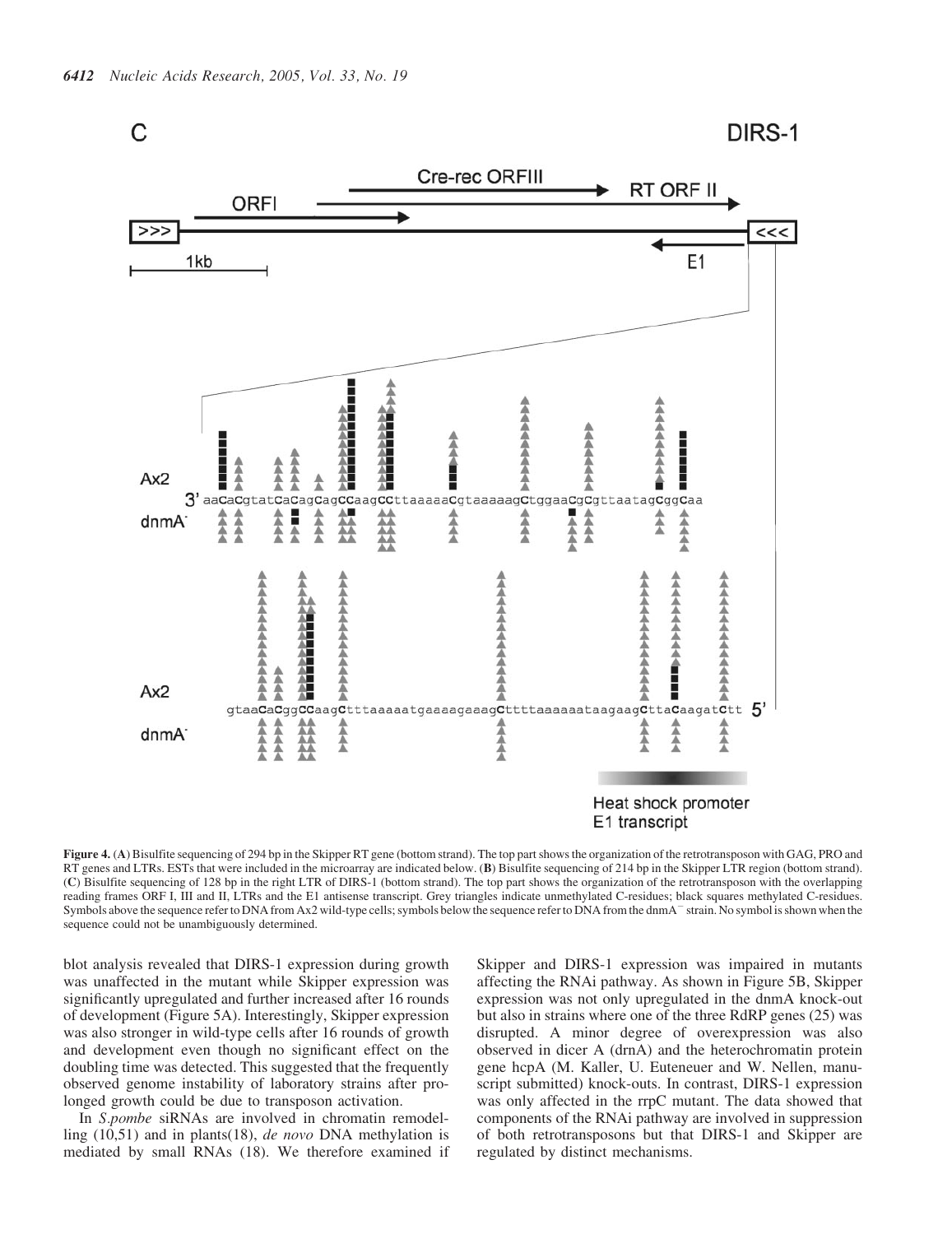**Figure 4.** (**A**) Bisulfite sequencing of 294 bp in the Skipper RT gene (bottom strand). The top part shows the organization of the retrotransposon with GAG, PRO and RT genes and LTRs. ESTs that were included in the microarray are indicated below. (**B**) Bisulfite sequencing of 214 bp in the Skipper LTR region (bottom strand). (**C**) Bisulfite sequencing of 128 bp in the right LTR of DIRS-1 (bottom strand). The top part shows the organization of the retrotransposon with the overlapping reading frames ORF I, III and II, LTRs and the E1 antisense transcript. Grey triangles indicate unmethylated C-residues; black squares methylated C-residues. Symbols above the sequence refer to DNA from Ax2 wild-type cells; symbols below the sequence refer to DNA from the dnmA⁻ strain. No symbol is shown when the sequence could not be unambiguously determined.

blot analysis revealed that DIRS-1 expression during growth was unaffected in the mutant while Skipper expression was significantly upregulated and further increased after 16 rounds of development (Figure 5A). Interestingly, Skipper expression was also stronger in wild-type cells after 16 rounds of growth and development even though no significant effect on the doubling time was detected. This suggested that the frequently observed genome instability of laboratory strains after prolonged growth could be due to transposon activation.

In *S.pombe* siRNAs are involved in chromatin remodelling (10,51) and in plants(18), *de novo* DNA methylation is mediated by small RNAs (18). We therefore examined if Skipper and DIRS-1 expression was impaired in mutants affecting the RNAi pathway. As shown in Figure 5B, Skipper expression was not only upregulated in the dnmA knock-out but also in strains where one of the three RdRP genes (25) was disrupted. A minor degree of overexpression was also observed in dicer A (drnA) and the heterochromatin protein gene hcpA (M. Kaller, U. Euteneuer and W. Nellen, manuscript submitted) knock-outs. In contrast, DIRS-1 expression was only affected in the rrpC mutant. The data showed that components of the RNAi pathway are involved in suppression of both retrotransposons but that DIRS-1 and Skipper are regulated by distinct mechanisms.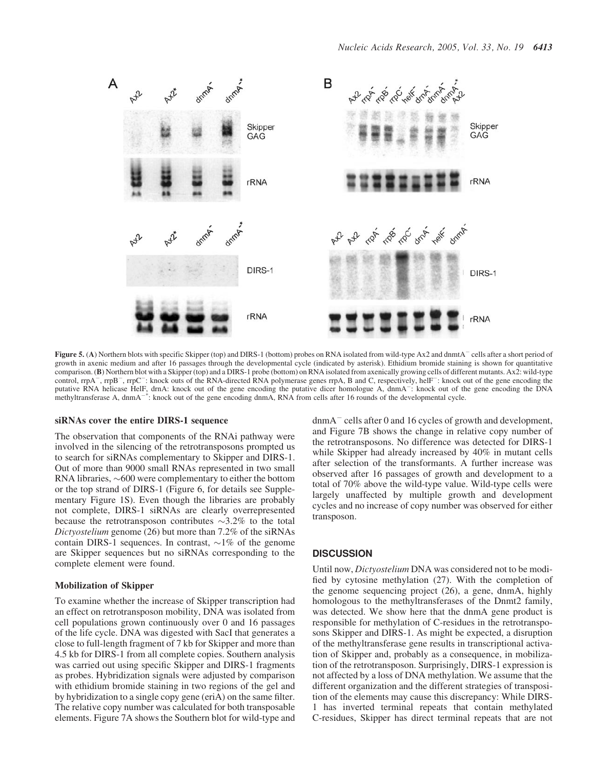**Figure 5.** (**A**) Northern blots with specific Skipper (top) and DIRS-1 (bottom) probes on RNA isolated from wild-type Ax2 and dnmtA$^-$ cells after a short period of growth in axenic medium and after 16 passages through the developmental cycle (indicated by asterisk). Ethidium bromide staining is shown for quantitative comparison. (**B**) Northern blot with a Skipper (top) and a DIRS-1 probe (bottom) on RNA isolated from axenically growing cells of different mutants. Ax2: wild-type control, rrpA$^-$, rrpB$^-$, rrpC$^-$: knock outs of the RNA-directed RNA polymerase genes rrpA, B and C, respectively, helF$^-$: knock out of the gene encoding the putative RNA helicase HelF, drnA: knock out of the gene encoding the putative dicer homologue A, dnmA$^-$: knock out of the gene encoding the DNA methyltransferase A, dnmA$^{-*}$: knock out of the gene encoding dnmA, RNA from cells after 16 rounds of the developmental cycle.

### siRNAs cover the entire DIRS-1 sequence

The observation that components of the RNAi pathway were involved in the silencing of the retrotransposons prompted us to search for siRNAs complementary to Skipper and DIRS-1. Out of more than 9000 small RNAs represented in two small RNA libraries, ~600 were complementary to either the bottom or the top strand of DIRS-1 (Figure 6, for details see Supplementary Figure 1S). Even though the libraries are probably not complete, DIRS-1 siRNAs are clearly overrepresented because the retrotransposon contributes ~3.2% to the total *Dictyostelium* genome (26) but more than 7.2% of the siRNAs contain DIRS-1 sequences. In contrast, ~1% of the genome are Skipper sequences but no siRNAs corresponding to the complete element were found.

### Mobilization of Skipper

To examine whether the increase of Skipper transcription had an effect on retrotransposon mobility, DNA was isolated from cell populations grown continuously over 0 and 16 passages of the life cycle. DNA was digested with SacI that generates a close to full-length fragment of 7 kb for Skipper and more than 4.5 kb for DIRS-1 from all complete copies. Southern analysis was carried out using specific Skipper and DIRS-1 fragments as probes. Hybridization signals were adjusted by comparison with ethidium bromide staining in two regions of the gel and by hybridization to a single copy gene (eriA) on the same filter. The relative copy number was calculated for both transposable elements. Figure 7A shows the Southern blot for wild-type and dnmA$^-$ cells after 0 and 16 cycles of growth and development, and Figure 7B shows the change in relative copy number of the retrotransposons. No difference was detected for DIRS-1 while Skipper had already increased by 40% in mutant cells after selection of the transformants. A further increase was observed after 16 passages of growth and development to a total of 70% above the wild-type value. Wild-type cells were largely unaffected by multiple growth and development cycles and no increase of copy number was observed for either transposon.

## DISCUSSION

Until now, *Dictyostelium* DNA was considered not to be modified by cytosine methylation (27). With the completion of the genome sequencing project (26), a gene, dnmA, highly homologous to the methyltransferases of the Dnmt2 family, was detected. We show here that the dnmA gene product is responsible for methylation of C-residues in the retrotransposons Skipper and DIRS-1. As might be expected, a disruption of the methyltransferase gene results in transcriptional activation of Skipper and, probably as a consequence, in mobilization of the retrotransposon. Surprisingly, DIRS-1 expression is not affected by a loss of DNA methylation. We assume that the different organization and the different strategies of transposition of the elements may cause this discrepancy: While DIRS-1 has inverted terminal repeats that contain methylated C-residues, Skipper has direct terminal repeats that are not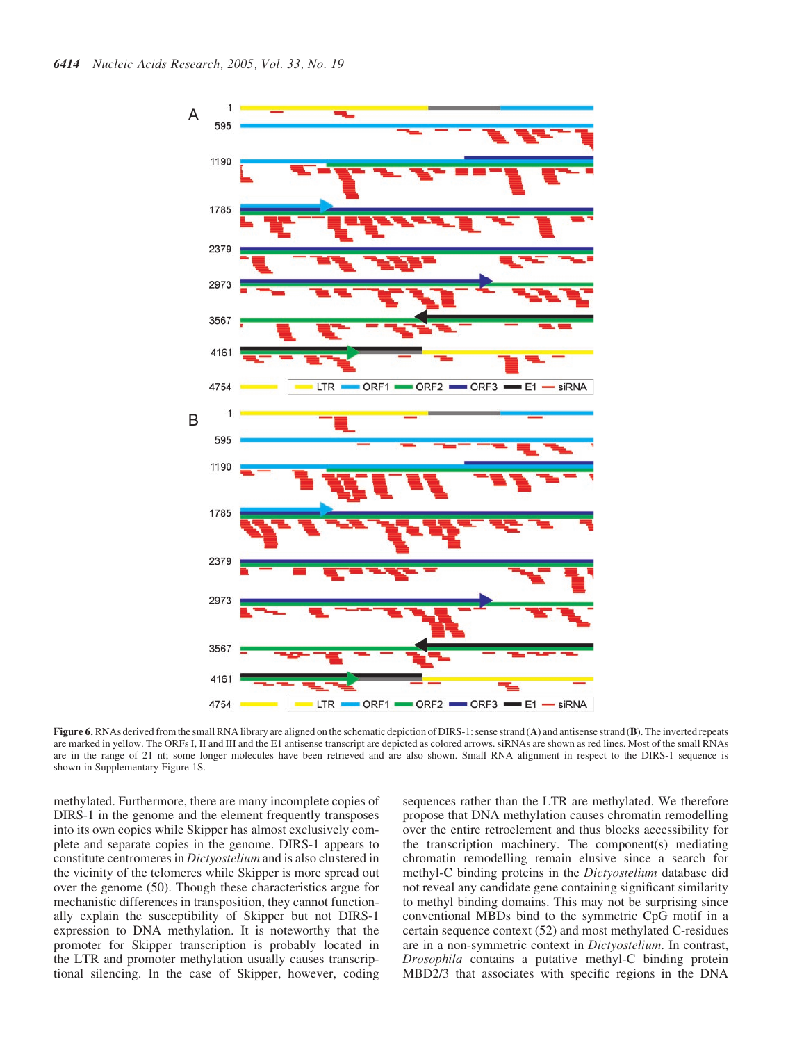Figure 6. RNAs derived from the small RNA library are aligned on the schematic depiction of DIRS-1: sense strand (**A**) and antisense strand (**B**). The inverted repeats are marked in yellow. The ORFs I, II and III and the E1 antisense transcript are depicted as colored arrows. siRNAs are shown as red lines. Most of the small RNAs are in the range of 21 nt; some longer molecules have been retrieved and are also shown. Small RNA alignment in respect to the DIRS-1 sequence is shown in Supplementary Figure 1S.

methylated. Furthermore, there are many incomplete copies of DIRS-1 in the genome and the element frequently transposes into its own copies while Skipper has almost exclusively complete and separate copies in the genome. DIRS-1 appears to constitute centromeres in *Dictyostelium* and is also clustered in the vicinity of the telomeres while Skipper is more spread out over the genome (50). Though these characteristics argue for mechanistic differences in transposition, they cannot functionally explain the susceptibility of Skipper but not DIRS-1 expression to DNA methylation. It is noteworthy that the promoter for Skipper transcription is probably located in the LTR and promoter methylation usually causes transcriptional silencing. In the case of Skipper, however, coding sequences rather than the LTR are methylated. We therefore propose that DNA methylation causes chromatin remodelling over the entire retroelement and thus blocks accessibility for the transcription machinery. The component(s) mediating chromatin remodelling remain elusive since a search for methyl-C binding proteins in the *Dictyostelium* database did not reveal any candidate gene containing significant similarity to methyl binding domains. This may not be surprising since conventional MBDs bind to the symmetric CpG motif in a certain sequence context (52) and most methylated C-residues are in a non-symmetric context in *Dictyostelium*. In contrast, *Drosophila* contains a putative methyl-C binding protein MBD2/3 that associates with specific regions in the DNA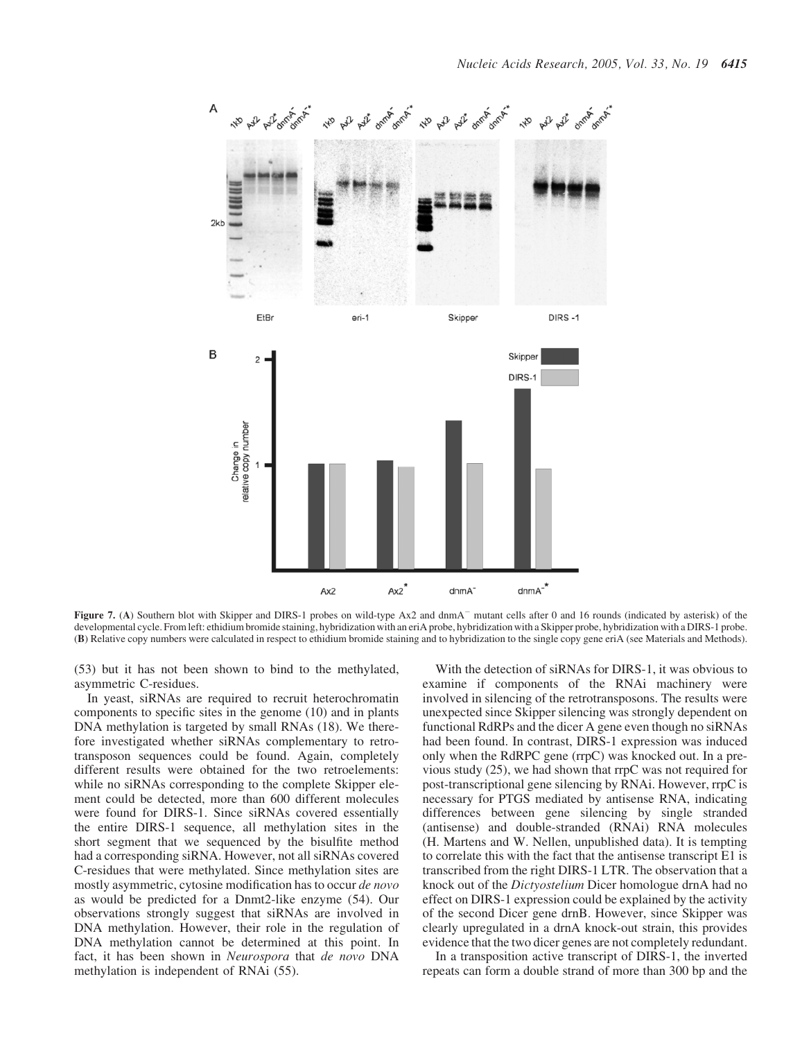**Figure 7.** (**A**) Southern blot with Skipper and DIRS-1 probes on wild-type Ax2 and dnmA$^{-}$ mutant cells after 0 and 16 rounds (indicated by asterisk) of the developmental cycle. From left: ethidium bromide staining, hybridization with an eriA probe, hybridization with a Skipper probe, hybridization with a DIRS-1 probe. (**B**) Relative copy numbers were calculated in respect to ethidium bromide staining and to hybridization to the single copy gene eriA (see Materials and Methods).

(53) but it has not been shown to bind to the methylated, asymmetric C-residues.

In yeast, siRNAs are required to recruit heterochromatin components to specific sites in the genome (10) and in plants DNA methylation is targeted by small RNAs (18). We therefore investigated whether siRNAs complementary to retrotransposon sequences could be found. Again, completely different results were obtained for the two retroelements: while no siRNAs corresponding to the complete Skipper element could be detected, more than 600 different molecules were found for DIRS-1. Since siRNAs covered essentially the entire DIRS-1 sequence, all methylation sites in the short segment that we sequenced by the bisulfite method had a corresponding siRNA. However, not all siRNAs covered C-residues that were methylated. Since methylation sites are mostly asymmetric, cytosine modification has to occur *de novo* as would be predicted for a Dnmt2-like enzyme (54). Our observations strongly suggest that siRNAs are involved in DNA methylation. However, their role in the regulation of DNA methylation cannot be determined at this point. In fact, it has been shown in *Neurospora* that *de novo* DNA methylation is independent of RNAi (55).

With the detection of siRNAs for DIRS-1, it was obvious to examine if components of the RNAi machinery were involved in silencing of the retrotransposons. The results were unexpected since Skipper silencing was strongly dependent on functional RdRPs and the dicer A gene even though no siRNAs had been found. In contrast, DIRS-1 expression was induced only when the RdRPC gene (rrpC) was knocked out. In a previous study (25), we had shown that rrpC was not required for post-transcriptional gene silencing by RNAi. However, rrpC is necessary for PTGS mediated by antisense RNA, indicating differences between gene silencing by single stranded (antisense) and double-stranded (RNAi) RNA molecules (H. Martens and W. Nellen, unpublished data). It is tempting to correlate this with the fact that the antisense transcript E1 is transcribed from the right DIRS-1 LTR. The observation that a knock out of the *Dictyostelium* Dicer homologue drnA had no effect on DIRS-1 expression could be explained by the activity of the second Dicer gene drnB. However, since Skipper was clearly upregulated in a drnA knock-out strain, this provides evidence that the two dicer genes are not completely redundant.

In a transposition active transcript of DIRS-1, the inverted repeats can form a double strand of more than 300 bp and the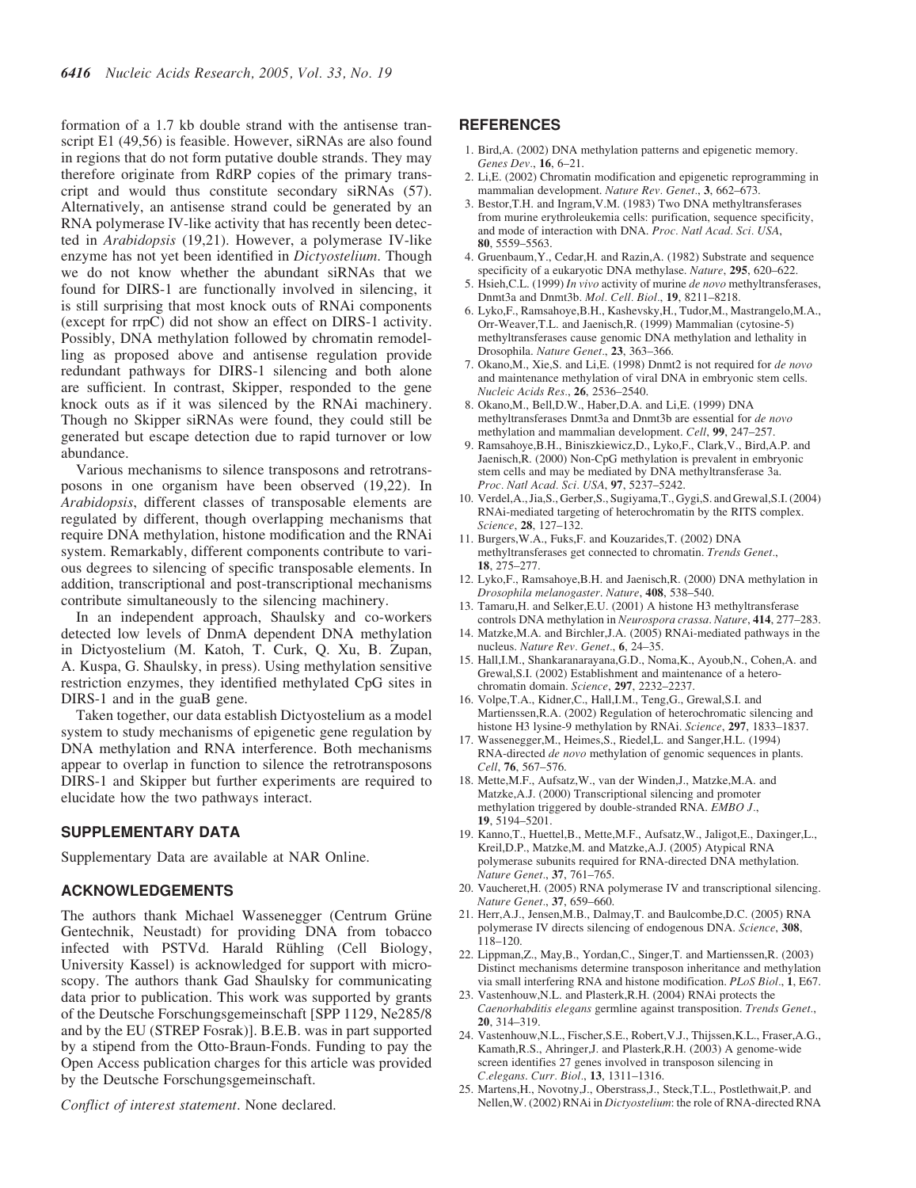formation of a 1.7 kb double strand with the antisense transcript E1 (49,56) is feasible. However, siRNAs are also found in regions that do not form putative double strands. They may therefore originate from RdRP copies of the primary transcript and would thus constitute secondary siRNAs (57). Alternatively, an antisense strand could be generated by an RNA polymerase IV-like activity that has recently been detected in *Arabidopsis* (19,21). However, a polymerase IV-like enzyme has not yet been identified in *Dictyostelium*. Though we do not know whether the abundant siRNAs that we found for DIRS-1 are functionally involved in silencing, it is still surprising that most knock outs of RNAi components (except for rrpC) did not show an effect on DIRS-1 activity. Possibly, DNA methylation followed by chromatin remodelling as proposed above and antisense regulation provide redundant pathways for DIRS-1 silencing and both alone are sufficient. In contrast, Skipper, responded to the gene knock outs as if it was silenced by the RNAi machinery. Though no Skipper siRNAs were found, they could still be generated but escape detection due to rapid turnover or low abundance.

Various mechanisms to silence transposons and retrotransposons in one organism have been observed (19,22). In *Arabidopsis*, different classes of transposable elements are regulated by different, though overlapping mechanisms that require DNA methylation, histone modification and the RNAi system. Remarkably, different components contribute to various degrees to silencing of specific transposable elements. In addition, transcriptional and post-transcriptional mechanisms contribute simultaneously to the silencing machinery.

In an independent approach, Shaulsky and co-workers detected low levels of DnmA dependent DNA methylation in Dictyostelium (M. Katoh, T. Curk, Q. Xu, B. Zupan, A. Kuspa, G. Shaulsky, in press). Using methylation sensitive restriction enzymes, they identified methylated CpG sites in DIRS-1 and in the guaB gene.

Taken together, our data establish Dictyostelium as a model system to study mechanisms of epigenetic gene regulation by DNA methylation and RNA interference. Both mechanisms appear to overlap in function to silence the retrotransposons DIRS-1 and Skipper but further experiments are required to elucidate how the two pathways interact.

## SUPPLEMENTARY DATA

Supplementary Data are available at NAR Online.

## ACKNOWLEDGEMENTS

The authors thank Michael Wassenegger (Centrum Grüne Gentechnik, Neustadt) for providing DNA from tobacco infected with PSTVd. Harald Rühling (Cell Biology, University Kassel) is acknowledged for support with microscopy. The authors thank Gad Shaulsky for communicating data prior to publication. This work was supported by grants of the Deutsche Forschungsgemeinschaft [SPP 1129, Ne285/8 and by the EU (STREP Fosrak)]. B.E.B. was in part supported by a stipend from the Otto-Braun-Fonds. Funding to pay the Open Access publication charges for this article was provided by the Deutsche Forschungsgemeinschaft.

*Conflict of interest statement*. None declared.

## REFERENCES

1. Bird,A. (2002) DNA methylation patterns and epigenetic memory. *Genes Dev*., **16**, 6–21.
2. Li,E. (2002) Chromatin modification and epigenetic reprogramming in mammalian development. *Nature Rev. Genet*., **3**, 662–673.
3. Bestor,T.H. and Ingram,V.M. (1983) Two DNA methyltransferases from murine erythroleukemia cells: purification, sequence specificity, and mode of interaction with DNA. *Proc. Natl Acad. Sci. USA*, **80**, 5559–5563.
4. Gruenbaum,Y., Cedar,H. and Razin,A. (1982) Substrate and sequence specificity of a eukaryotic DNA methylase. *Nature*, **295**, 620–622.
5. Hsieh,C.L. (1999) *In vivo* activity of murine *de novo* methyltransferases, Dnmt3a and Dnmt3b. *Mol. Cell. Biol*., **19**, 8211–8218.
6. Lyko,F., Ramsahoye,B.H., Kashevsky,H., Tudor,M., Mastrangelo,M.A., Orr-Weaver,T.L. and Jaenisch,R. (1999) Mammalian (cytosine-5) methyltransferases cause genomic DNA methylation and lethality in Drosophila. *Nature Genet*., **23**, 363–366.
7. Okano,M., Xie,S. and Li,E. (1998) Dnmt2 is not required for *de novo* and maintenance methylation of viral DNA in embryonic stem cells. *Nucleic Acids Res*., **26**, 2536–2540.
8. Okano,M., Bell,D.W., Haber,D.A. and Li,E. (1999) DNA methyltransferases Dnmt3a and Dnmt3b are essential for *de novo* methylation and mammalian development. *Cell*, **99**, 247–257.
9. Ramsahoye,B.H., Biniszkiewicz,D., Lyko,F., Clark,V., Bird,A.P. and Jaenisch,R. (2000) Non-CpG methylation is prevalent in embryonic stem cells and may be mediated by DNA methyltransferase 3a. *Proc. Natl Acad. Sci. USA*, **97**, 5237–5242.
10. Verdel,A., Jia,S., Gerber,S., Sugiyama,T., Gygi,S. and Grewal,S.I. (2004) RNAi-mediated targeting of heterochromatin by the RITS complex. *Science*, **28**, 127–132.
11. Burgers,W.A., Fuks,F. and Kouzarides,T. (2002) DNA methyltransferases get connected to chromatin. *Trends Genet*., **18**, 275–277.
12. Lyko,F., Ramsahoye,B.H. and Jaenisch,R. (2000) DNA methylation in *Drosophila melanogaster*. *Nature*, **408**, 538–540.
13. Tamaru,H. and Selker,E.U. (2001) A histone H3 methyltransferase controls DNA methylation in *Neurospora crassa*. *Nature*, **414**, 277–283.
14. Matzke,M.A. and Birchler,J.A. (2005) RNAi-mediated pathways in the nucleus. *Nature Rev. Genet*., **6**, 24–35.
15. Hall,I.M., Shankaranarayana,G.D., Noma,K., Ayoub,N., Cohen,A. and Grewal,S.I. (2002) Establishment and maintenance of a heterochromatin domain. *Science*, **297**, 2232–2237.
16. Volpe,T.A., Kidner,C., Hall,I.M., Teng,G., Grewal,S.I. and Martienssen,R.A. (2002) Regulation of heterochromatic silencing and histone H3 lysine-9 methylation by RNAi. *Science*, **297**, 1833–1837.
17. Wassenegger,M., Heimes,S., Riedel,L. and Sanger,H.L. (1994) RNA-directed *de novo* methylation of genomic sequences in plants. *Cell*, **76**, 567–576.
18. Mette,M.F., Aufsatz,W., van der Winden,J., Matzke,M.A. and Matzke,A.J. (2000) Transcriptional silencing and promoter methylation triggered by double-stranded RNA. *EMBO J*., **19**, 5194–5201.
19. Kanno,T., Huettel,B., Mette,M.F., Aufsatz,W., Jaligot,E., Daxinger,L., Kreil,D.P., Matzke,M. and Matzke,A.J. (2005) Atypical RNA polymerase subunits required for RNA-directed DNA methylation. *Nature Genet*., **37**, 761–765.
20. Vaucheret,H. (2005) RNA polymerase IV and transcriptional silencing. *Nature Genet*., **37**, 659–660.
21. Herr,A.J., Jensen,M.B., Dalmay,T. and Baulcombe,D.C. (2005) RNA polymerase IV directs silencing of endogenous DNA. *Science*, **308**, 118–120.
22. Lippman,Z., May,B., Yordan,C., Singer,T. and Martienssen,R. (2003) Distinct mechanisms determine transposon inheritance and methylation via small interfering RNA and histone modification. *PLoS Biol*., **1**, E67.
23. Vastenhouw,N.L. and Plasterk,R.H. (2004) RNAi protects the *Caenorhabditis elegans* germline against transposition. *Trends Genet*., **20**, 314–319.
24. Vastenhouw,N.L., Fischer,S.E., Robert,V.J., Thijssen,K.L., Fraser,A.G., Kamath,R.S., Ahringer,J. and Plasterk,R.H. (2003) A genome-wide screen identifies 27 genes involved in transposon silencing in *C.elegans*. *Curr. Biol*., **13**, 1311–1316.
25. Martens,H., Novotny,J., Oberstrass,J., Steck,T.L., Postlethwait,P. and Nellen,W. (2002) RNAi in *Dictyostelium*: the role of RNA-directed RNA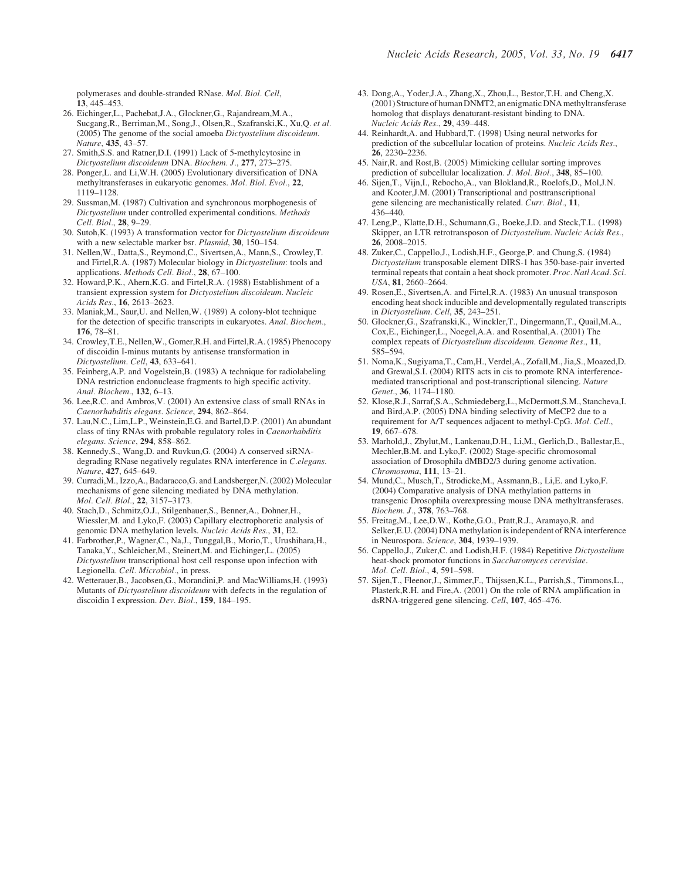polymerases and double-stranded RNase. *Mol. Biol. Cell*, **13**, 445–453.

26. Eichinger,L., Pachebat,J.A., Glockner,G., Rajandream,M.A., Sucgang,R., Berriman,M., Song,J., Olsen,R., Szafranski,K., Xu,Q. *et al.* (2005) The genome of the social amoeba *Dictyostelium discoideum*. *Nature*, **435**, 43–57.
27. Smith,S.S. and Ratner,D.I. (1991) Lack of 5-methylcytosine in *Dictyostelium discoideum* DNA. *Biochem. J.*, **277**, 273–275.
28. Ponger,L. and Li,W.H. (2005) Evolutionary diversification of DNA methyltransferases in eukaryotic genomes. *Mol. Biol. Evol.*, **22**, 1119–1128.
29. Sussman,M. (1987) Cultivation and synchronous morphogenesis of *Dictyostelium* under controlled experimental conditions. *Methods Cell. Biol.*, **28**, 9–29.
30. Sutoh,K. (1993) A transformation vector for *Dictyostelium discoideum* with a new selectable marker bsr. *Plasmid*, **30**, 150–154.
31. Nellen,W., Datta,S., Reymond,C., Sivertsen,A., Mann,S., Crowley,T. and Firtel,R.A. (1987) Molecular biology in *Dictyostelium*: tools and applications. *Methods Cell. Biol.*, **28**, 67–100.
32. Howard,P.K., Ahern,K.G. and Firtel,R.A. (1988) Establishment of a transient expression system for *Dictyostelium discoideum*. *Nucleic Acids Res.*, **16**, 2613–2623.
33. Maniak,M., Saur,U. and Nellen,W. (1989) A colony-blot technique for the detection of specific transcripts in eukaryotes. *Anal. Biochem.*, **176**, 78–81.
34. Crowley,T.E., Nellen,W., Gomer,R.H. and Firtel,R.A. (1985) Phenocopy of discoidin I-minus mutants by antisense transformation in *Dictyostelium*. *Cell*, **43**, 633–641.
35. Feinberg,A.P. and Vogelstein,B. (1983) A technique for radiolabeling DNA restriction endonuclease fragments to high specific activity. *Anal. Biochem.*, **132**, 6–13.
36. Lee,R.C. and Ambros,V. (2001) An extensive class of small RNAs in *Caenorhabditis elegans*. *Science*, **294**, 862–864.
37. Lau,N.C., Lim,L.P., Weinstein,E.G. and Bartel,D.P. (2001) An abundant class of tiny RNAs with probable regulatory roles in *Caenorhabditis elegans*. *Science*, **294**, 858–862.
38. Kennedy,S., Wang,D. and Ruvkun,G. (2004) A conserved siRNA-degrading RNase negatively regulates RNA interference in *C.elegans*. *Nature*, **427**, 645–649.
39. Curradi,M., Izzo,A., Badaracco,G. and Landsberger,N. (2002) Molecular mechanisms of gene silencing mediated by DNA methylation. *Mol. Cell. Biol.*, **22**, 3157–3173.
40. Stach,D., Schmitz,O.J., Stilgenbauer,S., Benner,A., Dohner,H., Wiessler,M. and Lyko,F. (2003) Capillary electrophoretic analysis of genomic DNA methylation levels. *Nucleic Acids Res.*, **31**, E2.
41. Farbrother,P., Wagner,C., Na,J., Tunggal,B., Morio,T., Urushihara,H., Tanaka,Y., Schleicher,M., Steinert,M. and Eichinger,L. (2005) *Dictyostelium* transcriptional host cell response upon infection with Legionella. *Cell. Microbiol.*, in press.
42. Wetterauer,B., Jacobsen,G., Morandini,P. and MacWilliams,H. (1993) Mutants of *Dictyostelium discoideum* with defects in the regulation of discoidin I expression. *Dev. Biol.*, **159**, 184–195.
43. Dong,A., Yoder,J.A., Zhang,X., Zhou,L., Bestor,T.H. and Cheng,X. (2001) Structure of human DNMT2, an enigmatic DNA methyltransferase homolog that displays denaturant-resistant binding to DNA. *Nucleic Acids Res.*, **29**, 439–448.
44. Reinhardt,A. and Hubbard,T. (1998) Using neural networks for prediction of the subcellular location of proteins. *Nucleic Acids Res.*, **26**, 2230–2236.
45. Nair,R. and Rost,B. (2005) Mimicking cellular sorting improves prediction of subcellular localization. *J. Mol. Biol.*, **348**, 85–100.
46. Sijen,T., Vijn,I., Rebocho,A., van Blokland,R., Roelofs,D., Mol,J.N. and Kooter,J.M. (2001) Transcriptional and posttranscriptional gene silencing are mechanistically related. *Curr. Biol.*, **11**, 436–440.
47. Leng,P., Klatte,D.H., Schumann,G., Boeke,J.D. and Steck,T.L. (1998) Skipper, an LTR retrotransposon of *Dictyostelium*. *Nucleic Acids Res.*, **26**, 2008–2015.
48. Zuker,C., Cappello,J., Lodish,H.F., George,P. and Chung,S. (1984) *Dictyostelium* transposable element DIRS-1 has 350-base-pair inverted terminal repeats that contain a heat shock promoter. *Proc. Natl Acad. Sci. USA*, **81**, 2660–2664.
49. Rosen,E., Sivertsen,A. and Firtel,R.A. (1983) An unusual transposon encoding heat shock inducible and developmentally regulated transcripts in *Dictyostelium*. *Cell*, **35**, 243–251.
50. Glockner,G., Szafranski,K., Winckler,T., Dingermann,T., Quail,M.A., Cox,E., Eichinger,L., Noegel,A.A. and Rosenthal,A. (2001) The complex repeats of *Dictyostelium discoideum*. *Genome Res.*, **11**, 585–594.
51. Noma,K., Sugiyama,T., Cam,H., Verdel,A., Zofall,M., Jia,S., Moazed,D. and Grewal,S.I. (2004) RITS acts in cis to promote RNA interference-mediated transcriptional and post-transcriptional silencing. *Nature Genet.*, **36**, 1174–1180.
52. Klose,R.J., Sarraf,S.A., Schmiedeberg,L., McDermott,S.M., Stancheva,I. and Bird,A.P. (2005) DNA binding selectivity of MeCP2 due to a requirement for A/T sequences adjacent to methyl-CpG. *Mol. Cell.*, **19**, 667–678.
53. Marhold,J., Zbylut,M., Lankenau,D.H., Li,M., Gerlich,D., Ballestar,E., Mechler,B.M. and Lyko,F. (2002) Stage-specific chromosomal association of Drosophila dMBD2/3 during genome activation. *Chromosoma*, **111**, 13–21.
54. Mund,C., Musch,T., Strodicke,M., Assmann,B., Li,E. and Lyko,F. (2004) Comparative analysis of DNA methylation patterns in transgenic Drosophila overexpressing mouse DNA methyltransferases. *Biochem. J.*, **378**, 763–768.
55. Freitag,M., Lee,D.W., Kothe,G.O., Pratt,R.J., Aramayo,R. and Selker,E.U. (2004) DNA methylation is independent of RNA interference in Neurospora. *Science*, **304**, 1939–1939.
56. Cappello,J., Zuker,C. and Lodish,H.F. (1984) Repetitive *Dictyostelium* heat-shock promotor functions in *Saccharomyces cerevisiae*. *Mol. Cell. Biol.*, **4**, 591–598.
57. Sijen,T., Fleenor,J., Simmer,F., Thijssen,K.L., Parrish,S., Timmons,L., Plasterk,R.H. and Fire,A. (2001) On the role of RNA amplification in dsRNA-triggered gene silencing. *Cell*, **107**, 465–476.